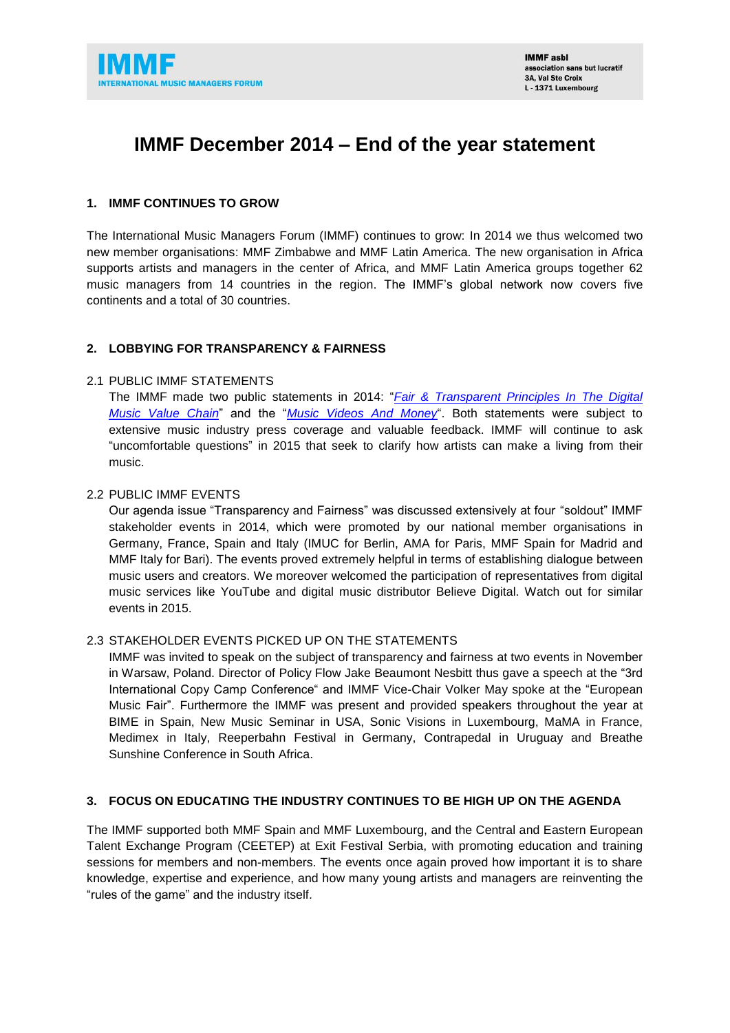**IMMF**
**INTERNATIONAL MUSIC MANAGERS FORUM**

**IMMF asbl**
association sans but lucratif
3A, Val Ste Croix
L - 1371 Luxembourg

# IMMF December 2014 – End of the year statement

## 1. IMMF CONTINUES TO GROW

The International Music Managers Forum (IMMF) continues to grow: In 2014 we thus welcomed two new member organisations: MMF Zimbabwe and MMF Latin America. The new organisation in Africa supports artists and managers in the center of Africa, and MMF Latin America groups together 62 music managers from 14 countries in the region. The IMMF's global network now covers five continents and a total of 30 countries.

## 2. LOBBYING FOR TRANSPARENCY & FAIRNESS

### 2.1 PUBLIC IMMF STATEMENTS

The IMMF made two public statements in 2014: "*Fair & Transparent Principles In The Digital Music Value Chain*" and the "*Music Videos And Money*". Both statements were subject to extensive music industry press coverage and valuable feedback. IMMF will continue to ask "uncomfortable questions" in 2015 that seek to clarify how artists can make a living from their music.

### 2.2 PUBLIC IMMF EVENTS

Our agenda issue "Transparency and Fairness" was discussed extensively at four "soldout" IMMF stakeholder events in 2014, which were promoted by our national member organisations in Germany, France, Spain and Italy (IMUC for Berlin, AMA for Paris, MMF Spain for Madrid and MMF Italy for Bari). The events proved extremely helpful in terms of establishing dialogue between music users and creators. We moreover welcomed the participation of representatives from digital music services like YouTube and digital music distributor Believe Digital. Watch out for similar events in 2015.

### 2.3 STAKEHOLDER EVENTS PICKED UP ON THE STATEMENTS

IMMF was invited to speak on the subject of transparency and fairness at two events in November in Warsaw, Poland. Director of Policy Flow Jake Beaumont Nesbitt thus gave a speech at the "3rd International Copy Camp Conference" and IMMF Vice-Chair Volker May spoke at the "European Music Fair". Furthermore the IMMF was present and provided speakers throughout the year at BIME in Spain, New Music Seminar in USA, Sonic Visions in Luxembourg, MaMA in France, Medimex in Italy, Reeperbahn Festival in Germany, Contrapedal in Uruguay and Breathe Sunshine Conference in South Africa.

## 3. FOCUS ON EDUCATING THE INDUSTRY CONTINUES TO BE HIGH UP ON THE AGENDA

The IMMF supported both MMF Spain and MMF Luxembourg, and the Central and Eastern European Talent Exchange Program (CEETEP) at Exit Festival Serbia, with promoting education and training sessions for members and non-members. The events once again proved how important it is to share knowledge, expertise and experience, and how many young artists and managers are reinventing the "rules of the game" and the industry itself.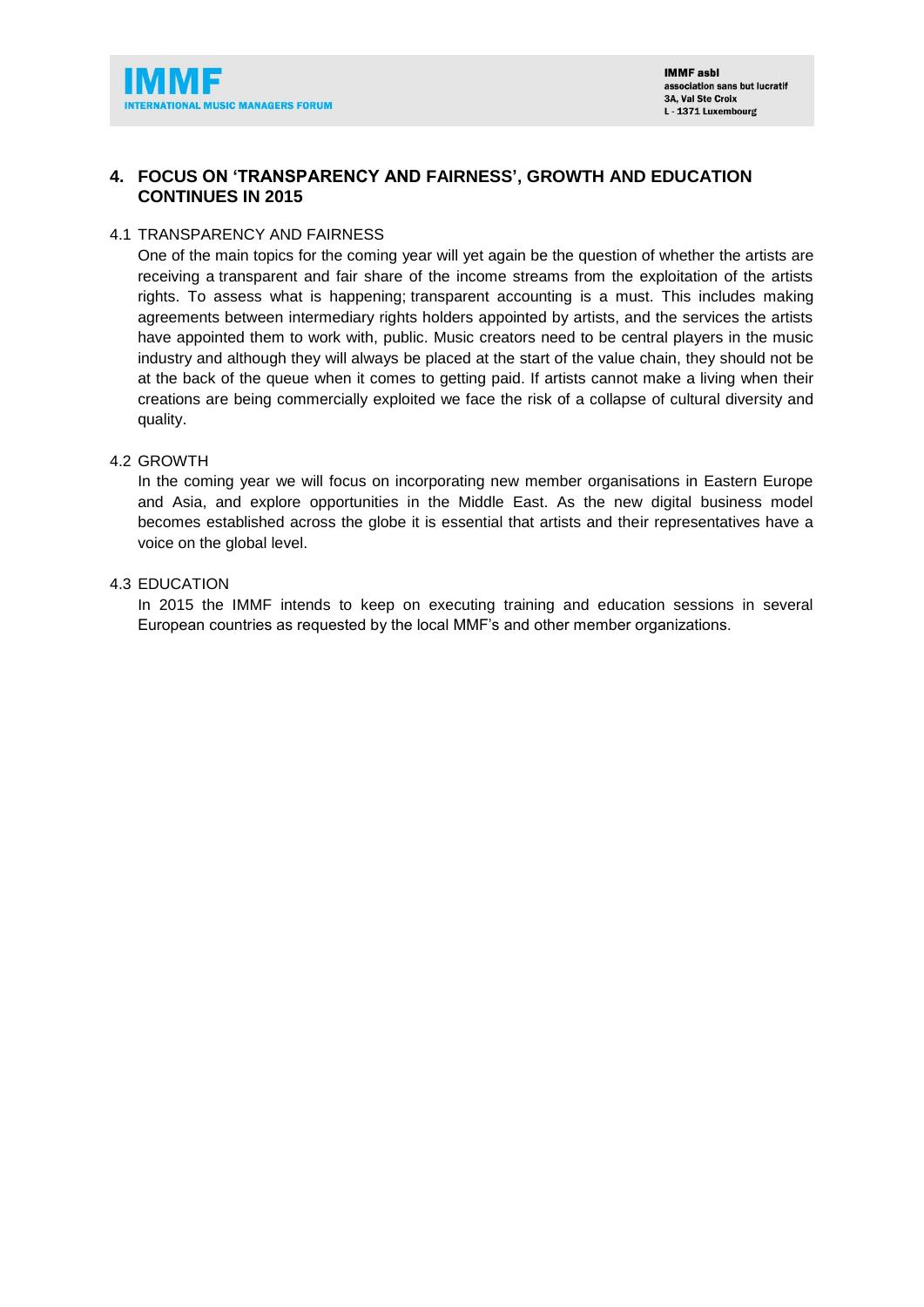## 4. FOCUS ON 'TRANSPARENCY AND FAIRNESS', GROWTH AND EDUCATION CONTINUES IN 2015

### 4.1 TRANSPARENCY AND FAIRNESS

One of the main topics for the coming year will yet again be the question of whether the artists are receiving a transparent and fair share of the income streams from the exploitation of the artists rights. To assess what is happening; transparent accounting is a must. This includes making agreements between intermediary rights holders appointed by artists, and the services the artists have appointed them to work with, public. Music creators need to be central players in the music industry and although they will always be placed at the start of the value chain, they should not be at the back of the queue when it comes to getting paid. If artists cannot make a living when their creations are being commercially exploited we face the risk of a collapse of cultural diversity and quality.

### 4.2 GROWTH

In the coming year we will focus on incorporating new member organisations in Eastern Europe and Asia, and explore opportunities in the Middle East. As the new digital business model becomes established across the globe it is essential that artists and their representatives have a voice on the global level.

### 4.3 EDUCATION

In 2015 the IMMF intends to keep on executing training and education sessions in several European countries as requested by the local MMF's and other member organizations.